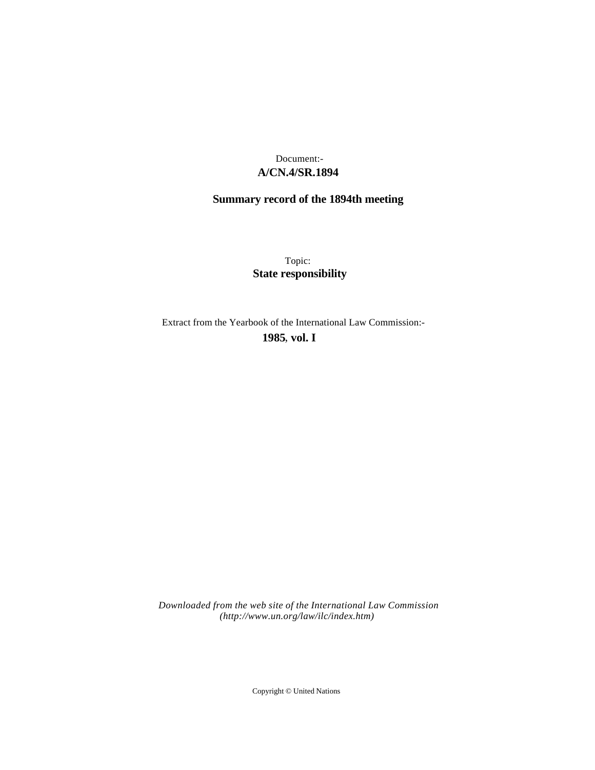Document:-

**A/CN.4/SR.1894**

**Summary record of the 1894th meeting**

Topic:

**State responsibility**

Extract from the Yearbook of the International Law Commission:-

**1985, vol. I**

*Downloaded from the web site of the International Law Commission (http://www.un.org/law/ilc/index.htm)*

Copyright © United Nations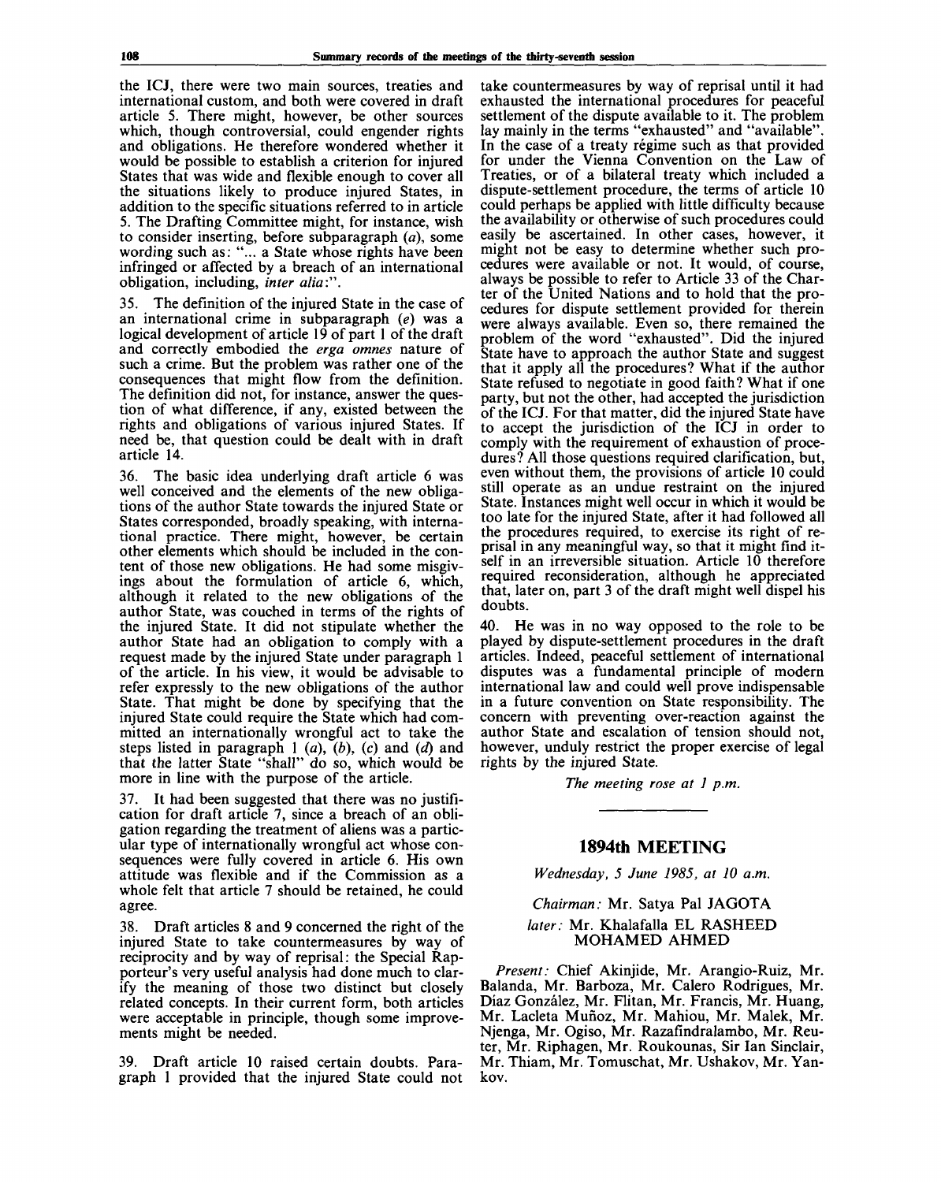the ICJ, there were two main sources, treaties and international custom, and both were covered in draft article 5. There might, however, be other sources which, though controversial, could engender rights and obligations. He therefore wondered whether it would be possible to establish a criterion for injured States that was wide and flexible enough to cover all the situations likely to produce injured States, in addition to the specific situations referred to in article 5. The Drafting Committee might, for instance, wish to consider inserting, before subparagraph (*a*), some wording such as: "... a State whose rights have been infringed or affected by a breach of an international obligation, including, *inter alia*:".

35. The definition of the injured State in the case of an international crime in subparagraph (*e*) was a logical development of article 19 of part 1 of the draft and correctly embodied the *erga omnes* nature of such a crime. But the problem was rather one of the consequences that might flow from the definition. The definition did not, for instance, answer the question of what difference, if any, existed between the rights and obligations of various injured States. If need be, that question could be dealt with in draft article 14.

36. The basic idea underlying draft article 6 was well conceived and the elements of the new obligations of the author State towards the injured State or States corresponded, broadly speaking, with international practice. There might, however, be certain other elements which should be included in the content of those new obligations. He had some misgivings about the formulation of article 6, which, although it related to the new obligations of the author State, was couched in terms of the rights of the injured State. It did not stipulate whether the author State had an obligation to comply with a request made by the injured State under paragraph 1 of the article. In his view, it would be advisable to refer expressly to the new obligations of the author State. That might be done by specifying that the injured State could require the State which had committed an internationally wrongful act to take the steps listed in paragraph 1 (*a*), (*b*), (*c*) and (*d*) and that the latter State "shall" do so, which would be more in line with the purpose of the article.

37. It had been suggested that there was no justification for draft article 7, since a breach of an obligation regarding the treatment of aliens was a particular type of internationally wrongful act whose consequences were fully covered in article 6. His own attitude was flexible and if the Commission as a whole felt that article 7 should be retained, he could agree.

38. Draft articles 8 and 9 concerned the right of the injured State to take countermeasures by way of reciprocity and by way of reprisal: the Special Rapporteur's very useful analysis had done much to clarify the meaning of those two distinct but closely related concepts. In their current form, both articles were acceptable in principle, though some improvements might be needed.

39. Draft article 10 raised certain doubts. Paragraph 1 provided that the injured State could not take countermeasures by way of reprisal until it had exhausted the international procedures for peaceful settlement of the dispute available to it. The problem lay mainly in the terms "exhausted" and "available". In the case of a treaty régime such as that provided for under the Vienna Convention on the Law of Treaties, or of a bilateral treaty which included a dispute-settlement procedure, the terms of article 10 could perhaps be applied with little difficulty because the availability or otherwise of such procedures could easily be ascertained. In other cases, however, it might not be easy to determine whether such procedures were available or not. It would, of course, always be possible to refer to Article 33 of the Charter of the United Nations and to hold that the procedures for dispute settlement provided for therein were always available. Even so, there remained the problem of the word "exhausted". Did the injured State have to approach the author State and suggest that it apply all the procedures? What if the author State refused to negotiate in good faith? What if one party, but not the other, had accepted the jurisdiction of the ICJ. For that matter, did the injured State have to accept the jurisdiction of the ICJ in order to comply with the requirement of exhaustion of procedures? All those questions required clarification, but, even without them, the provisions of article 10 could still operate as an undue restraint on the injured State. Instances might well occur in which it would be too late for the injured State, after it had followed all the procedures required, to exercise its right of reprisal in any meaningful way, so that it might find itself in an irreversible situation. Article 10 therefore required reconsideration, although he appreciated that, later on, part 3 of the draft might well dispel his doubts.

40. He was in no way opposed to the role to be played by dispute-settlement procedures in the draft articles. Indeed, peaceful settlement of international disputes was a fundamental principle of modern international law and could well prove indispensable in a future convention on State responsibility. The concern with preventing over-reaction against the author State and escalation of tension should not, however, unduly restrict the proper exercise of legal rights by the injured State.

*The meeting rose at 1 p.m.*

## 1894th MEETING

*Wednesday, 5 June 1985, at 10 a.m.*

*Chairman:* Mr. Satya Pal JAGOTA

*later:* Mr. Khalafalla EL RASHEED MOHAMED AHMED

*Present:* Chief Akinjide, Mr. Arangio-Ruiz, Mr. Balanda, Mr. Barboza, Mr. Calero Rodrigues, Mr. Díaz González, Mr. Flitan, Mr. Francis, Mr. Huang, Mr. Lacleta Muñoz, Mr. Mahiou, Mr. Malek, Mr. Njenga, Mr. Ogiso, Mr. Razafindralambo, Mr. Reuter, Mr. Riphagen, Mr. Roukounas, Sir Ian Sinclair, Mr. Thiam, Mr. Tomuschat, Mr. Ushakov, Mr. Yankov.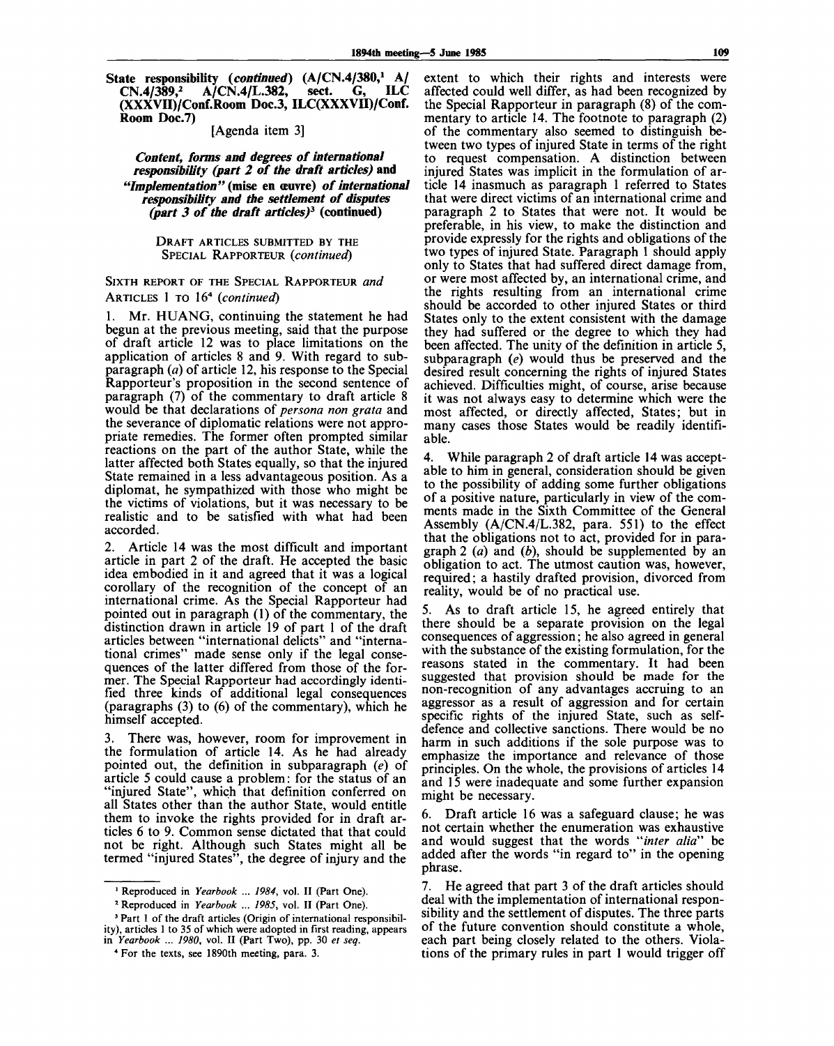**State responsibility (*continued*) (A/CN.4/380,[1] A/CN.4/389,[2] A/CN.4/L.382, sect. G, ILC (XXXVII)/Conf.Room Doc.3, ILC(XXXVII)/Conf. Room Doc.7)**

[Agenda item 3]

### *Content, forms and degrees of international responsibility (part 2 of the draft articles)* and *"Implementation"* (mise en œuvre) *of international responsibility and the settlement of disputes (part 3 of the draft articles)*[3] (continued)

DRAFT ARTICLES SUBMITTED BY THE SPECIAL RAPPORTEUR (*continued*)

SIXTH REPORT OF THE SPECIAL RAPPORTEUR *and* ARTICLES 1 TO 16[4] (*continued*)

1. Mr. HUANG, continuing the statement he had begun at the previous meeting, said that the purpose of draft article 12 was to place limitations on the application of articles 8 and 9. With regard to subparagraph (*a*) of article 12, his response to the Special Rapporteur's proposition in the second sentence of paragraph (7) of the commentary to draft article 8 would be that declarations of *persona non grata* and the severance of diplomatic relations were not appropriate remedies. The former often prompted similar reactions on the part of the author State, while the latter affected both States equally, so that the injured State remained in a less advantageous position. As a diplomat, he sympathized with those who might be the victims of violations, but it was necessary to be realistic and to be satisfied with what had been accorded.

2. Article 14 was the most difficult and important article in part 2 of the draft. He accepted the basic idea embodied in it and agreed that it was a logical corollary of the recognition of the concept of an international crime. As the Special Rapporteur had pointed out in paragraph (1) of the commentary, the distinction drawn in article 19 of part 1 of the draft articles between "international delicts" and "international crimes" made sense only if the legal consequences of the latter differed from those of the former. The Special Rapporteur had accordingly identified three kinds of additional legal consequences (paragraphs (3) to (6) of the commentary), which he himself accepted.

3. There was, however, room for improvement in the formulation of article 14. As he had already pointed out, the definition in subparagraph (*e*) of article 5 could cause a problem: for the status of an "injured State", which that definition conferred on all States other than the author State, would entitle them to invoke the rights provided for in draft articles 6 to 9. Common sense dictated that that could not be right. Although such States might all be termed "injured States", the degree of injury and the extent to which their rights and interests were affected could well differ, as had been recognized by the Special Rapporteur in paragraph (8) of the commentary to article 14. The footnote to paragraph (2) of the commentary also seemed to distinguish between two types of injured State in terms of the right to request compensation. A distinction between injured States was implicit in the formulation of article 14 inasmuch as paragraph 1 referred to States that were direct victims of an international crime and paragraph 2 to States that were not. It would be preferable, in his view, to make the distinction and provide expressly for the rights and obligations of the two types of injured State. Paragraph 1 should apply only to States that had suffered direct damage from, or were most affected by, an international crime, and the rights resulting from an international crime should be accorded to other injured States or third States only to the extent consistent with the damage they had suffered or the degree to which they had been affected. The unity of the definition in article 5, subparagraph (*e*) would thus be preserved and the desired result concerning the rights of injured States achieved. Difficulties might, of course, arise because it was not always easy to determine which were the most affected, or directly affected, States; but in many cases those States would be readily identifiable.

4. While paragraph 2 of draft article 14 was acceptable to him in general, consideration should be given to the possibility of adding some further obligations of a positive nature, particularly in view of the comments made in the Sixth Committee of the General Assembly (A/CN.4/L.382, para. 551) to the effect that the obligations not to act, provided for in paragraph 2 (*a*) and (*b*), should be supplemented by an obligation to act. The utmost caution was, however, required; a hastily drafted provision, divorced from reality, would be of no practical use.

5. As to draft article 15, he agreed entirely that there should be a separate provision on the legal consequences of aggression; he also agreed in general with the substance of the existing formulation, for the reasons stated in the commentary. It had been suggested that provision should be made for the non-recognition of any advantages accruing to an aggressor as a result of aggression and for certain specific rights of the injured State, such as self-defence and collective sanctions. There would be no harm in such additions if the sole purpose was to emphasize the importance and relevance of those principles. On the whole, the provisions of articles 14 and 15 were inadequate and some further expansion might be necessary.

6. Draft article 16 was a safeguard clause; he was not certain whether the enumeration was exhaustive and would suggest that the words "*inter alia*" be added after the words "in regard to" in the opening phrase.

7. He agreed that part 3 of the draft articles should deal with the implementation of international responsibility and the settlement of disputes. The three parts of the future convention should constitute a whole, each part being closely related to the others. Violations of the primary rules in part 1 would trigger off

---

[1] Reproduced in *Yearbook ... 1984*, vol. II (Part One).

[2] Reproduced in *Yearbook ... 1985*, vol. II (Part One).

[3] Part 1 of the draft articles (Origin of international responsibility), articles 1 to 35 of which were adopted in first reading, appears in *Yearbook ... 1980*, vol. II (Part Two), pp. 30 *et seq.*

[4] For the texts, see 1890th meeting, para. 3.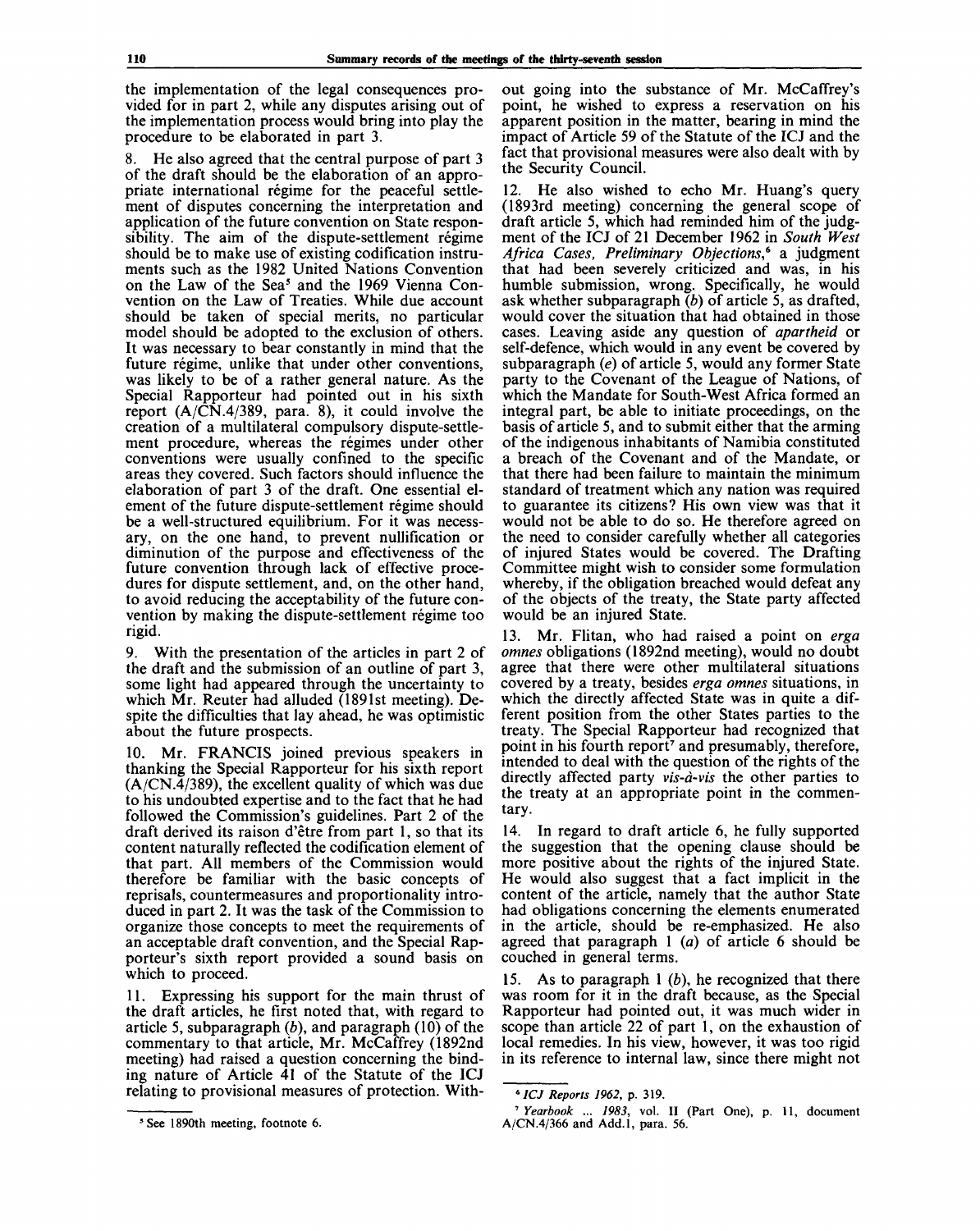the implementation of the legal consequences provided for in part 2, while any disputes arising out of the implementation process would bring into play the procedure to be elaborated in part 3.

8. He also agreed that the central purpose of part 3 of the draft should be the elaboration of an appropriate international régime for the peaceful settlement of disputes concerning the interpretation and application of the future convention on State responsibility. The aim of the dispute-settlement régime should be to make use of existing codification instruments such as the 1982 United Nations Convention on the Law of the Sea[5] and the 1969 Vienna Convention on the Law of Treaties. While due account should be taken of special merits, no particular model should be adopted to the exclusion of others. It was necessary to bear constantly in mind that the future régime, unlike that under other conventions, was likely to be of a rather general nature. As the Special Rapporteur had pointed out in his sixth report (A/CN.4/389, para. 8), it could involve the creation of a multilateral compulsory dispute-settlement procedure, whereas the régimes under other conventions were usually confined to the specific areas they covered. Such factors should influence the elaboration of part 3 of the draft. One essential element of the future dispute-settlement régime should be a well-structured equilibrium. For it was necessary, on the one hand, to prevent nullification or diminution of the purpose and effectiveness of the future convention through lack of effective procedures for dispute settlement, and, on the other hand, to avoid reducing the acceptability of the future convention by making the dispute-settlement régime too rigid.

9. With the presentation of the articles in part 2 of the draft and the submission of an outline of part 3, some light had appeared through the uncertainty to which Mr. Reuter had alluded (1891st meeting). Despite the difficulties that lay ahead, he was optimistic about the future prospects.

10. Mr. FRANCIS joined previous speakers in thanking the Special Rapporteur for his sixth report (A/CN.4/389), the excellent quality of which was due to his undoubted expertise and to the fact that he had followed the Commission's guidelines. Part 2 of the draft derived its raison d'être from part 1, so that its content naturally reflected the codification element of that part. All members of the Commission would therefore be familiar with the basic concepts of reprisals, countermeasures and proportionality introduced in part 2. It was the task of the Commission to organize those concepts to meet the requirements of an acceptable draft convention, and the Special Rapporteur's sixth report provided a sound basis on which to proceed.

11. Expressing his support for the main thrust of the draft articles, he first noted that, with regard to article 5, subparagraph (*b*), and paragraph (10) of the commentary to that article, Mr. McCaffrey (1892nd meeting) had raised a question concerning the binding nature of Article 41 of the Statute of the ICJ relating to provisional measures of protection. Without going into the substance of Mr. McCaffrey's point, he wished to express a reservation on his apparent position in the matter, bearing in mind the impact of Article 59 of the Statute of the ICJ and the fact that provisional measures were also dealt with by the Security Council.

12. He also wished to echo Mr. Huang's query (1893rd meeting) concerning the general scope of draft article 5, which had reminded him of the judgment of the ICJ of 21 December 1962 in *South West Africa Cases, Preliminary Objections*,[6] a judgment that had been severely criticized and was, in his humble submission, wrong. Specifically, he would ask whether subparagraph (*b*) of article 5, as drafted, would cover the situation that had obtained in those cases. Leaving aside any question of *apartheid* or self-defence, which would in any event be covered by subparagraph (*e*) of article 5, would any former State party to the Covenant of the League of Nations, of which the Mandate for South-West Africa formed an integral part, be able to initiate proceedings, on the basis of article 5, and to submit either that the arming of the indigenous inhabitants of Namibia constituted a breach of the Covenant and of the Mandate, or that there had been failure to maintain the minimum standard of treatment which any nation was required to guarantee its citizens? His own view was that it would not be able to do so. He therefore agreed on the need to consider carefully whether all categories of injured States would be covered. The Drafting Committee might wish to consider some formulation whereby, if the obligation breached would defeat any of the objects of the treaty, the State party affected would be an injured State.

13. Mr. Flitan, who had raised a point on *erga omnes* obligations (1892nd meeting), would no doubt agree that there were other multilateral situations covered by a treaty, besides *erga omnes* situations, in which the directly affected State was in quite a different position from the other States parties to the treaty. The Special Rapporteur had recognized that point in his fourth report[7] and presumably, therefore, intended to deal with the question of the rights of the directly affected party *vis-à-vis* the other parties to the treaty at an appropriate point in the commentary.

14. In regard to draft article 6, he fully supported the suggestion that the opening clause should be more positive about the rights of the injured State. He would also suggest that a fact implicit in the content of the article, namely that the author State had obligations concerning the elements enumerated in the article, should be re-emphasized. He also agreed that paragraph 1 (*a*) of article 6 should be couched in general terms.

15. As to paragraph 1 (*b*), he recognized that there was room for it in the draft because, as the Special Rapporteur had pointed out, it was much wider in scope than article 22 of part 1, on the exhaustion of local remedies. In his view, however, it was too rigid in its reference to internal law, since there might not

[5] See 1890th meeting, footnote 6.

[6] *ICJ Reports 1962*, p. 319.

[7] *Yearbook ... 1983*, vol. II (Part One), p. 11, document A/CN.4/366 and Add.1, para. 56.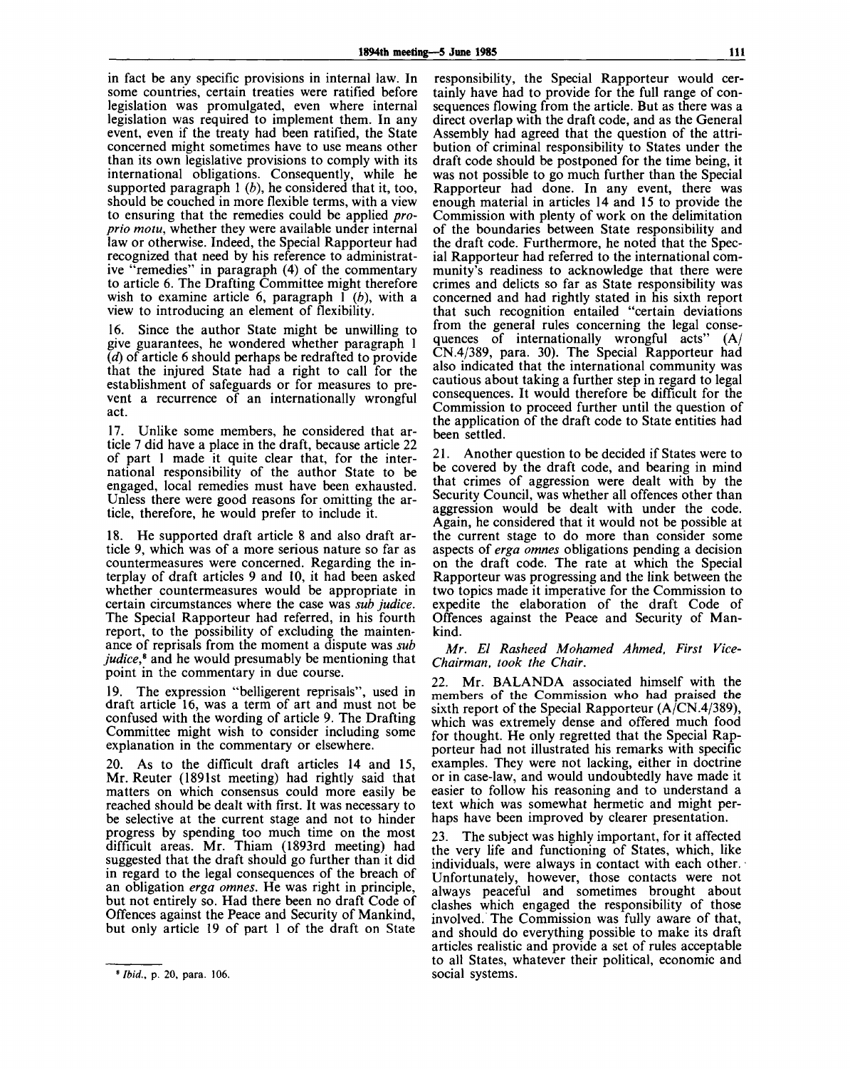in fact be any specific provisions in internal law. In some countries, certain treaties were ratified before legislation was promulgated, even where internal legislation was required to implement them. In any event, even if the treaty had been ratified, the State concerned might sometimes have to use means other than its own legislative provisions to comply with its international obligations. Consequently, while he supported paragraph 1 (*b*), he considered that it, too, should be couched in more flexible terms, with a view to ensuring that the remedies could be applied *proprio motu*, whether they were available under internal law or otherwise. Indeed, the Special Rapporteur had recognized that need by his reference to administrative "remedies" in paragraph (4) of the commentary to article 6. The Drafting Committee might therefore wish to examine article 6, paragraph 1 (*b*), with a view to introducing an element of flexibility.

16. Since the author State might be unwilling to give guarantees, he wondered whether paragraph 1 (*d*) of article 6 should perhaps be redrafted to provide that the injured State had a right to call for the establishment of safeguards or for measures to prevent a recurrence of an internationally wrongful act.

17. Unlike some members, he considered that article 7 did have a place in the draft, because article 22 of part 1 made it quite clear that, for the international responsibility of the author State to be engaged, local remedies must have been exhausted. Unless there were good reasons for omitting the article, therefore, he would prefer to include it.

18. He supported draft article 8 and also draft article 9, which was of a more serious nature so far as countermeasures were concerned. Regarding the interplay of draft articles 9 and 10, it had been asked whether countermeasures would be appropriate in certain circumstances where the case was *sub judice*. The Special Rapporteur had referred, in his fourth report, to the possibility of excluding the maintenance of reprisals from the moment a dispute was *sub judice*,[8] and he would presumably be mentioning that point in the commentary in due course.

19. The expression "belligerent reprisals", used in draft article 16, was a term of art and must not be confused with the wording of article 9. The Drafting Committee might wish to consider including some explanation in the commentary or elsewhere.

20. As to the difficult draft articles 14 and 15, Mr. Reuter (1891st meeting) had rightly said that matters on which consensus could more easily be reached should be dealt with first. It was necessary to be selective at the current stage and not to hinder progress by spending too much time on the most difficult areas. Mr. Thiam (1893rd meeting) had suggested that the draft should go further than it did in regard to the legal consequences of the breach of an obligation *erga omnes*. He was right in principle, but not entirely so. Had there been no draft Code of Offences against the Peace and Security of Mankind, but only article 19 of part 1 of the draft on State responsibility, the Special Rapporteur would certainly have had to provide for the full range of consequences flowing from the article. But as there was a direct overlap with the draft code, and as the General Assembly had agreed that the question of the attribution of criminal responsibility to States under the draft code should be postponed for the time being, it was not possible to go much further than the Special Rapporteur had done. In any event, there was enough material in articles 14 and 15 to provide the Commission with plenty of work on the delimitation of the boundaries between State responsibility and the draft code. Furthermore, he noted that the Special Rapporteur had referred to the international community's readiness to acknowledge that there were crimes and delicts so far as State responsibility was concerned and had rightly stated in his sixth report that such recognition entailed "certain deviations from the general rules concerning the legal consequences of internationally wrongful acts" (A/CN.4/389, para. 30). The Special Rapporteur had also indicated that the international community was cautious about taking a further step in regard to legal consequences. It would therefore be difficult for the Commission to proceed further until the question of the application of the draft code to State entities had been settled.

21. Another question to be decided if States were to be covered by the draft code, and bearing in mind that crimes of aggression were dealt with by the Security Council, was whether all offences other than aggression would be dealt with under the code. Again, he considered that it would not be possible at the current stage to do more than consider some aspects of *erga omnes* obligations pending a decision on the draft code. The rate at which the Special Rapporteur was progressing and the link between the two topics made it imperative for the Commission to expedite the elaboration of the draft Code of Offences against the Peace and Security of Mankind.

*Mr. El Rasheed Mohamed Ahmed, First Vice-Chairman, took the Chair.*

22. Mr. BALANDA associated himself with the members of the Commission who had praised the sixth report of the Special Rapporteur (A/CN.4/389), which was extremely dense and offered much food for thought. He only regretted that the Special Rapporteur had not illustrated his remarks with specific examples. They were not lacking, either in doctrine or in case-law, and would undoubtedly have made it easier to follow his reasoning and to understand a text which was somewhat hermetic and might perhaps have been improved by clearer presentation.

23. The subject was highly important, for it affected the very life and functioning of States, which, like individuals, were always in contact with each other. Unfortunately, however, those contacts were not always peaceful and sometimes brought about clashes which engaged the responsibility of those involved. The Commission was fully aware of that, and should do everything possible to make its draft articles realistic and provide a set of rules acceptable to all States, whatever their political, economic and social systems.

---

[8] *Ibid.*, p. 20, para. 106.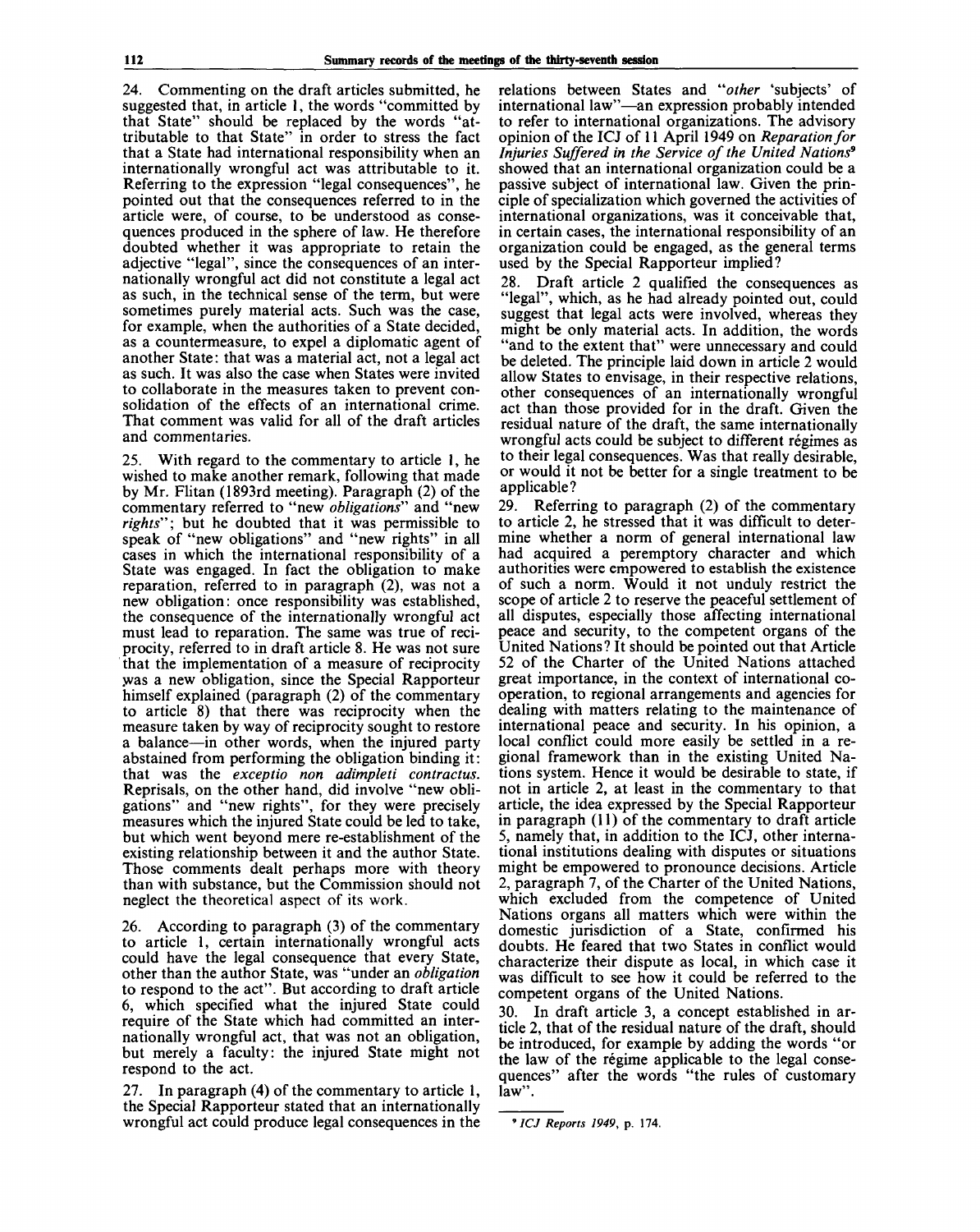24. Commenting on the draft articles submitted, he suggested that, in article 1, the words "committed by that State" should be replaced by the words "attributable to that State" in order to stress the fact that a State had international responsibility when an internationally wrongful act was attributable to it. Referring to the expression "legal consequences", he pointed out that the consequences referred to in the article were, of course, to be understood as consequences produced in the sphere of law. He therefore doubted whether it was appropriate to retain the adjective "legal", since the consequences of an internationally wrongful act did not constitute a legal act as such, in the technical sense of the term, but were sometimes purely material acts. Such was the case, for example, when the authorities of a State decided, as a countermeasure, to expel a diplomatic agent of another State: that was a material act, not a legal act as such. It was also the case when States were invited to collaborate in the measures taken to prevent consolidation of the effects of an international crime. That comment was valid for all of the draft articles and commentaries.

25. With regard to the commentary to article 1, he wished to make another remark, following that made by Mr. Flitan (1893rd meeting). Paragraph (2) of the commentary referred to "new *obligations*" and "new *rights*"; but he doubted that it was permissible to speak of "new obligations" and "new rights" in all cases in which the international responsibility of a State was engaged. In fact the obligation to make reparation, referred to in paragraph (2), was not a new obligation: once responsibility was established, the consequence of the internationally wrongful act must lead to reparation. The same was true of reciprocity, referred to in draft article 8. He was not sure that the implementation of a measure of reciprocity was a new obligation, since the Special Rapporteur himself explained (paragraph (2) of the commentary to article 8) that there was reciprocity when the measure taken by way of reciprocity sought to restore a balance—in other words, when the injured party abstained from performing the obligation binding it: that was the *exceptio non adimpleti contractus*. Reprisals, on the other hand, did involve "new obligations" and "new rights", for they were precisely measures which the injured State could be led to take, but which went beyond mere re-establishment of the existing relationship between it and the author State. Those comments dealt perhaps more with theory than with substance, but the Commission should not neglect the theoretical aspect of its work.

26. According to paragraph (3) of the commentary to article 1, certain internationally wrongful acts could have the legal consequence that every State, other than the author State, was "under an *obligation* to respond to the act". But according to draft article 6, which specified what the injured State could require of the State which had committed an internationally wrongful act, that was not an obligation, but merely a faculty: the injured State might not respond to the act.

27. In paragraph (4) of the commentary to article 1, the Special Rapporteur stated that an internationally wrongful act could produce legal consequences in the relations between States and "*other* 'subjects' of international law"—an expression probably intended to refer to international organizations. The advisory opinion of the ICJ of 11 April 1949 on *Reparation for Injuries Suffered in the Service of the United Nations*[9] showed that an international organization could be a passive subject of international law. Given the principle of specialization which governed the activities of international organizations, was it conceivable that, in certain cases, the international responsibility of an organization could be engaged, as the general terms used by the Special Rapporteur implied?

28. Draft article 2 qualified the consequences as "legal", which, as he had already pointed out, could suggest that legal acts were involved, whereas they might be only material acts. In addition, the words "and to the extent that" were unnecessary and could be deleted. The principle laid down in article 2 would allow States to envisage, in their respective relations, other consequences of an internationally wrongful act than those provided for in the draft. Given the residual nature of the draft, the same internationally wrongful acts could be subject to different régimes as to their legal consequences. Was that really desirable, or would it not be better for a single treatment to be applicable?

29. Referring to paragraph (2) of the commentary to article 2, he stressed that it was difficult to determine whether a norm of general international law had acquired a peremptory character and which authorities were empowered to establish the existence of such a norm. Would it not unduly restrict the scope of article 2 to reserve the peaceful settlement of all disputes, especially those affecting international peace and security, to the competent organs of the United Nations? It should be pointed out that Article 52 of the Charter of the United Nations attached great importance, in the context of international cooperation, to regional arrangements and agencies for dealing with matters relating to the maintenance of international peace and security. In his opinion, a local conflict could more easily be settled in a regional framework than in the existing United Nations system. Hence it would be desirable to state, if not in article 2, at least in the commentary to that article, the idea expressed by the Special Rapporteur in paragraph (11) of the commentary to draft article 5, namely that, in addition to the ICJ, other international institutions dealing with disputes or situations might be empowered to pronounce decisions. Article 2, paragraph 7, of the Charter of the United Nations, which excluded from the competence of United Nations organs all matters which were within the domestic jurisdiction of a State, confirmed his doubts. He feared that two States in conflict would characterize their dispute as local, in which case it was difficult to see how it could be referred to the competent organs of the United Nations.

30. In draft article 3, a concept established in article 2, that of the residual nature of the draft, should be introduced, for example by adding the words "or the law of the régime applicable to the legal consequences" after the words "the rules of customary law".

---

[9] *ICJ Reports 1949*, p. 174.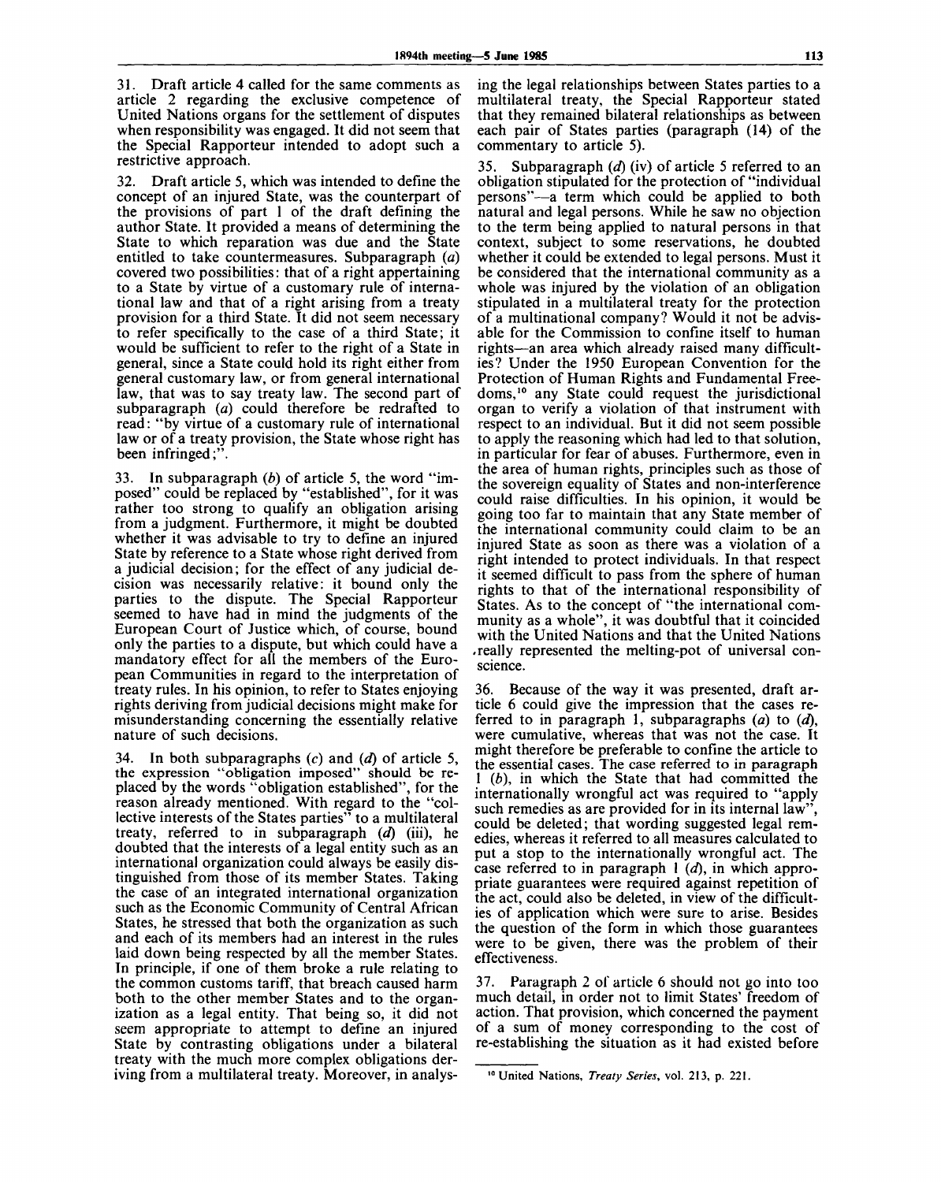31. Draft article 4 called for the same comments as article 2 regarding the exclusive competence of United Nations organs for the settlement of disputes when responsibility was engaged. It did not seem that the Special Rapporteur intended to adopt such a restrictive approach.

32. Draft article 5, which was intended to define the concept of an injured State, was the counterpart of the provisions of part 1 of the draft defining the author State. It provided a means of determining the State to which reparation was due and the State entitled to take countermeasures. Subparagraph (*a*) covered two possibilities: that of a right appertaining to a State by virtue of a customary rule of international law and that of a right arising from a treaty provision for a third State. It did not seem necessary to refer specifically to the case of a third State; it would be sufficient to refer to the right of a State in general, since a State could hold its right either from general customary law, or from general international law, that was to say treaty law. The second part of subparagraph (*a*) could therefore be redrafted to read: "by virtue of a customary rule of international law or of a treaty provision, the State whose right has been infringed;".

33. In subparagraph (*b*) of article 5, the word "imposed" could be replaced by "established", for it was rather too strong to qualify an obligation arising from a judgment. Furthermore, it might be doubted whether it was advisable to try to define an injured State by reference to a State whose right derived from a judicial decision; for the effect of any judicial decision was necessarily relative: it bound only the parties to the dispute. The Special Rapporteur seemed to have had in mind the judgments of the European Court of Justice which, of course, bound only the parties to a dispute, but which could have a mandatory effect for all the members of the European Communities in regard to the interpretation of treaty rules. In his opinion, to refer to States enjoying rights deriving from judicial decisions might make for misunderstanding concerning the essentially relative nature of such decisions.

34. In both subparagraphs (*c*) and (*d*) of article 5, the expression "obligation imposed" should be replaced by the words "obligation established", for the reason already mentioned. With regard to the "collective interests of the States parties" to a multilateral treaty, referred to in subparagraph (*d*) (iii), he doubted that the interests of a legal entity such as an international organization could always be easily distinguished from those of its member States. Taking the case of an integrated international organization such as the Economic Community of Central African States, he stressed that both the organization as such and each of its members had an interest in the rules laid down being respected by all the member States. In principle, if one of them broke a rule relating to the common customs tariff, that breach caused harm both to the other member States and to the organization as a legal entity. That being so, it did not seem appropriate to attempt to define an injured State by contrasting obligations under a bilateral treaty with the much more complex obligations deriving from a multilateral treaty. Moreover, in analysing the legal relationships between States parties to a multilateral treaty, the Special Rapporteur stated that they remained bilateral relationships as between each pair of States parties (paragraph (14) of the commentary to article 5).

35. Subparagraph (*d*) (iv) of article 5 referred to an obligation stipulated for the protection of "individual persons"—a term which could be applied to both natural and legal persons. While he saw no objection to the term being applied to natural persons in that context, subject to some reservations, he doubted whether it could be extended to legal persons. Must it be considered that the international community as a whole was injured by the violation of an obligation stipulated in a multilateral treaty for the protection of a multinational company? Would it not be advisable for the Commission to confine itself to human rights—an area which already raised many difficulties? Under the 1950 European Convention for the Protection of Human Rights and Fundamental Freedoms,[10] any State could request the jurisdictional organ to verify a violation of that instrument with respect to an individual. But it did not seem possible to apply the reasoning which had led to that solution, in particular for fear of abuses. Furthermore, even in the area of human rights, principles such as those of the sovereign equality of States and non-interference could raise difficulties. In his opinion, it would be going too far to maintain that any State member of the international community could claim to be an injured State as soon as there was a violation of a right intended to protect individuals. In that respect it seemed difficult to pass from the sphere of human rights to that of the international responsibility of States. As to the concept of "the international community as a whole", it was doubtful that it coincided with the United Nations and that the United Nations really represented the melting-pot of universal conscience.

36. Because of the way it was presented, draft article 6 could give the impression that the cases referred to in paragraph 1, subparagraphs (*a*) to (*d*), were cumulative, whereas that was not the case. It might therefore be preferable to confine the article to the essential cases. The case referred to in paragraph 1 (*b*), in which the State that had committed the internationally wrongful act was required to "apply such remedies as are provided for in its internal law", could be deleted; that wording suggested legal remedies, whereas it referred to all measures calculated to put a stop to the internationally wrongful act. The case referred to in paragraph 1 (*d*), in which appropriate guarantees were required against repetition of the act, could also be deleted, in view of the difficulties of application which were sure to arise. Besides the question of the form in which those guarantees were to be given, there was the problem of their effectiveness.

37. Paragraph 2 of article 6 should not go into too much detail, in order not to limit States' freedom of action. That provision, which concerned the payment of a sum of money corresponding to the cost of re-establishing the situation as it had existed before

[10] United Nations, *Treaty Series*, vol. 213, p. 221.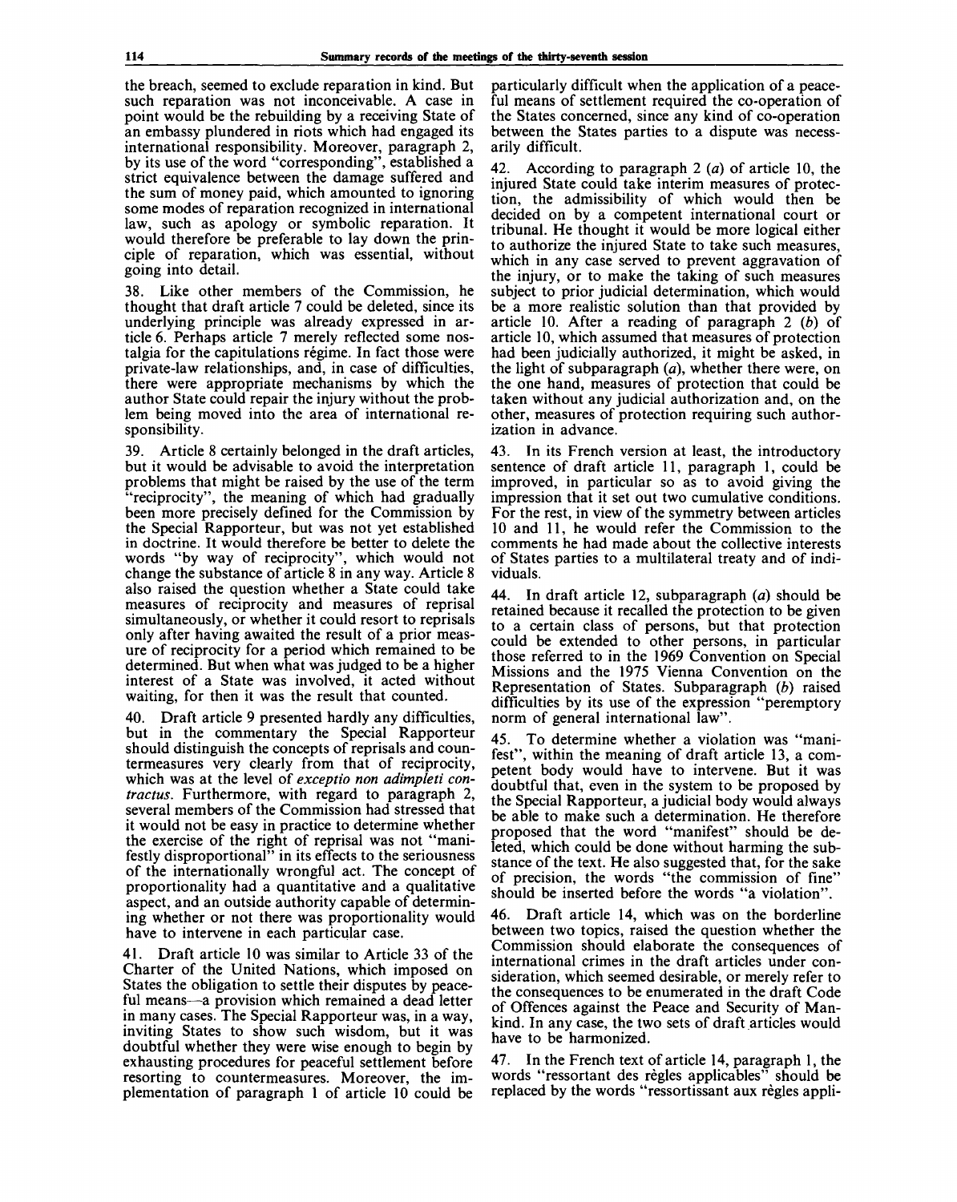the breach, seemed to exclude reparation in kind. But such reparation was not inconceivable. A case in point would be the rebuilding by a receiving State of an embassy plundered in riots which had engaged its international responsibility. Moreover, paragraph 2, by its use of the word "corresponding", established a strict equivalence between the damage suffered and the sum of money paid, which amounted to ignoring some modes of reparation recognized in international law, such as apology or symbolic reparation. It would therefore be preferable to lay down the principle of reparation, which was essential, without going into detail.

38. Like other members of the Commission, he thought that draft article 7 could be deleted, since its underlying principle was already expressed in article 6. Perhaps article 7 merely reflected some nostalgia for the capitulations régime. In fact those were private-law relationships, and, in case of difficulties, there were appropriate mechanisms by which the author State could repair the injury without the problem being moved into the area of international responsibility.

39. Article 8 certainly belonged in the draft articles, but it would be advisable to avoid the interpretation problems that might be raised by the use of the term "reciprocity", the meaning of which had gradually been more precisely defined for the Commission by the Special Rapporteur, but was not yet established in doctrine. It would therefore be better to delete the words "by way of reciprocity", which would not change the substance of article 8 in any way. Article 8 also raised the question whether a State could take measures of reciprocity and measures of reprisal simultaneously, or whether it could resort to reprisals only after having awaited the result of a prior measure of reciprocity for a period which remained to be determined. But when what was judged to be a higher interest of a State was involved, it acted without waiting, for then it was the result that counted.

40. Draft article 9 presented hardly any difficulties, but in the commentary the Special Rapporteur should distinguish the concepts of reprisals and countermeasures very clearly from that of reciprocity, which was at the level of *exceptio non adimpleti contractus*. Furthermore, with regard to paragraph 2, several members of the Commission had stressed that it would not be easy in practice to determine whether the exercise of the right of reprisal was not "manifestly disproportional" in its effects to the seriousness of the internationally wrongful act. The concept of proportionality had a quantitative and a qualitative aspect, and an outside authority capable of determining whether or not there was proportionality would have to intervene in each particular case.

41. Draft article 10 was similar to Article 33 of the Charter of the United Nations, which imposed on States the obligation to settle their disputes by peaceful means—a provision which remained a dead letter in many cases. The Special Rapporteur was, in a way, inviting States to show such wisdom, but it was doubtful whether they were wise enough to begin by exhausting procedures for peaceful settlement before resorting to countermeasures. Moreover, the implementation of paragraph 1 of article 10 could be particularly difficult when the application of a peaceful means of settlement required the co-operation of the States concerned, since any kind of co-operation between the States parties to a dispute was necessarily difficult.

42. According to paragraph 2 (*a*) of article 10, the injured State could take interim measures of protection, the admissibility of which would then be decided on by a competent international court or tribunal. He thought it would be more logical either to authorize the injured State to take such measures, which in any case served to prevent aggravation of the injury, or to make the taking of such measures subject to prior judicial determination, which would be a more realistic solution than that provided by article 10. After a reading of paragraph 2 (*b*) of article 10, which assumed that measures of protection had been judicially authorized, it might be asked, in the light of subparagraph (*a*), whether there were, on the one hand, measures of protection that could be taken without any judicial authorization and, on the other, measures of protection requiring such authorization in advance.

43. In its French version at least, the introductory sentence of draft article 11, paragraph 1, could be improved, in particular so as to avoid giving the impression that it set out two cumulative conditions. For the rest, in view of the symmetry between articles 10 and 11, he would refer the Commission to the comments he had made about the collective interests of States parties to a multilateral treaty and of individuals.

44. In draft article 12, subparagraph (*a*) should be retained because it recalled the protection to be given to a certain class of persons, but that protection could be extended to other persons, in particular those referred to in the 1969 Convention on Special Missions and the 1975 Vienna Convention on the Representation of States. Subparagraph (*b*) raised difficulties by its use of the expression "peremptory norm of general international law".

45. To determine whether a violation was "manifest", within the meaning of draft article 13, a competent body would have to intervene. But it was doubtful that, even in the system to be proposed by the Special Rapporteur, a judicial body would always be able to make such a determination. He therefore proposed that the word "manifest" should be deleted, which could be done without harming the substance of the text. He also suggested that, for the sake of precision, the words "the commission of fine" should be inserted before the words "a violation".

46. Draft article 14, which was on the borderline between two topics, raised the question whether the Commission should elaborate the consequences of international crimes in the draft articles under consideration, which seemed desirable, or merely refer to the consequences to be enumerated in the draft Code of Offences against the Peace and Security of Mankind. In any case, the two sets of draft articles would have to be harmonized.

47. In the French text of article 14, paragraph 1, the words "ressortant des règles applicables" should be replaced by the words "ressortissant aux règles appli-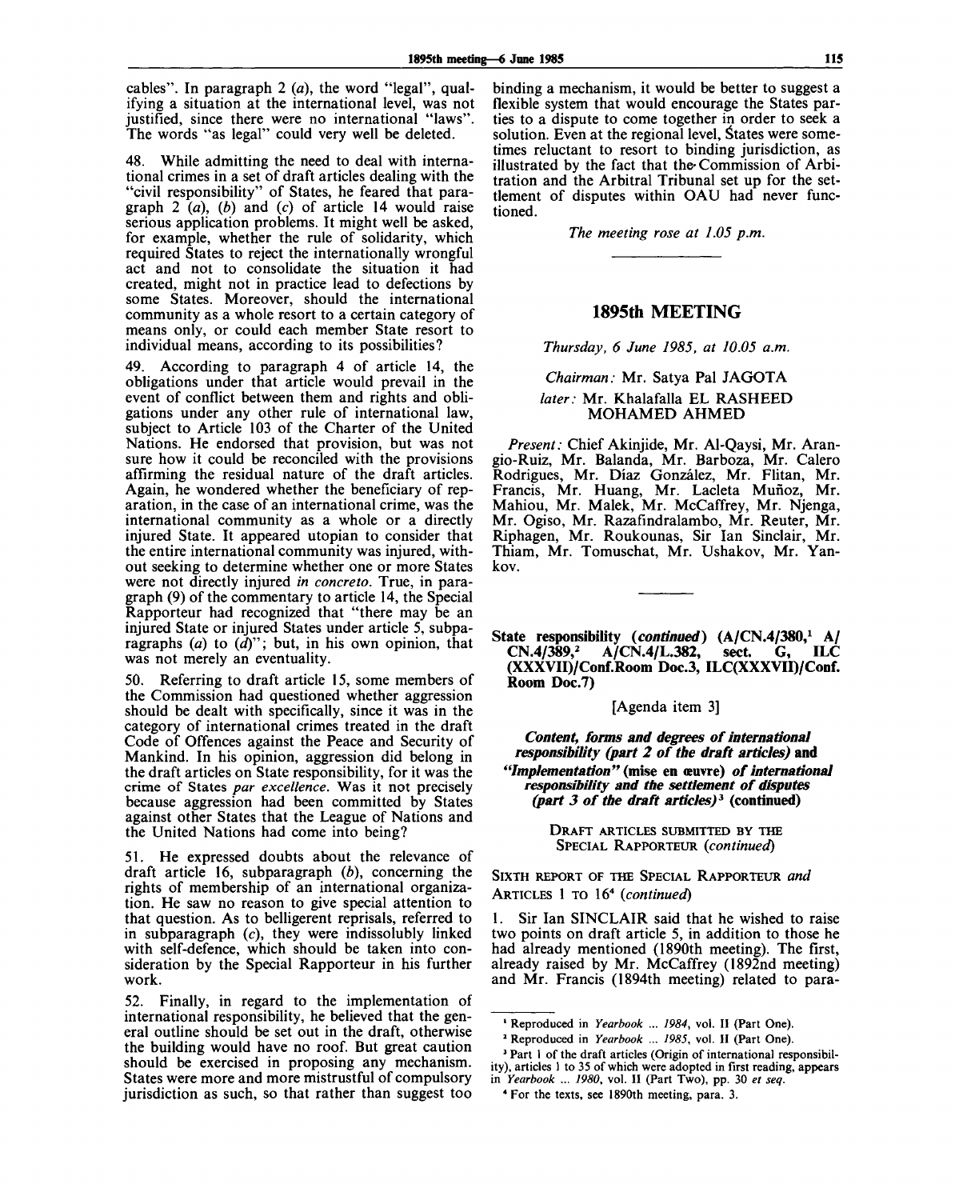cables". In paragraph 2 (*a*), the word "legal", qualifying a situation at the international level, was not justified, since there were no international "laws". The words "as legal" could very well be deleted.

48. While admitting the need to deal with international crimes in a set of draft articles dealing with the "civil responsibility" of States, he feared that paragraph 2 (*a*), (*b*) and (*c*) of article 14 would raise serious application problems. It might well be asked, for example, whether the rule of solidarity, which required States to reject the internationally wrongful act and not to consolidate the situation it had created, might not in practice lead to defections by some States. Moreover, should the international community as a whole resort to a certain category of means only, or could each member State resort to individual means, according to its possibilities?

49. According to paragraph 4 of article 14, the obligations under that article would prevail in the event of conflict between them and rights and obligations under any other rule of international law, subject to Article 103 of the Charter of the United Nations. He endorsed that provision, but was not sure how it could be reconciled with the provisions affirming the residual nature of the draft articles. Again, he wondered whether the beneficiary of reparation, in the case of an international crime, was the international community as a whole or a directly injured State. It appeared utopian to consider that the entire international community was injured, without seeking to determine whether one or more States were not directly injured *in concreto*. True, in paragraph (9) of the commentary to article 14, the Special Rapporteur had recognized that "there may be an injured State or injured States under article 5, subparagraphs (*a*) to (*d*)"; but, in his own opinion, that was not merely an eventuality.

50. Referring to draft article 15, some members of the Commission had questioned whether aggression should be dealt with specifically, since it was in the category of international crimes treated in the draft Code of Offences against the Peace and Security of Mankind. In his opinion, aggression did belong in the draft articles on State responsibility, for it was the crime of States *par excellence*. Was it not precisely because aggression had been committed by States against other States that the League of Nations and the United Nations had come into being?

51. He expressed doubts about the relevance of draft article 16, subparagraph (*b*), concerning the rights of membership of an international organization. He saw no reason to give special attention to that question. As to belligerent reprisals, referred to in subparagraph (*c*), they were indissolubly linked with self-defence, which should be taken into consideration by the Special Rapporteur in his further work.

52. Finally, in regard to the implementation of international responsibility, he believed that the general outline should be set out in the draft, otherwise the building would have no roof. But great caution should be exercised in proposing any mechanism. States were more and more mistrustful of compulsory jurisdiction as such, so that rather than suggest too binding a mechanism, it would be better to suggest a flexible system that would encourage the States parties to a dispute to come together in order to seek a solution. Even at the regional level, States were sometimes reluctant to resort to binding jurisdiction, as illustrated by the fact that the Commission of Arbitration and the Arbitral Tribunal set up for the settlement of disputes within OAU had never functioned.

*The meeting rose at 1.05 p.m.*

---

# 1895th MEETING

*Thursday, 6 June 1985, at 10.05 a.m.*

*Chairman:* Mr. Satya Pal JAGOTA

*later:* Mr. Khalafalla EL RASHEED MOHAMED AHMED

*Present:* Chief Akinjide, Mr. Al-Qaysi, Mr. Arangio-Ruiz, Mr. Balanda, Mr. Barboza, Mr. Calero Rodrigues, Mr. Díaz González, Mr. Flitan, Mr. Francis, Mr. Huang, Mr. Lacleta Muñoz, Mr. Mahiou, Mr. Malek, Mr. McCaffrey, Mr. Njenga, Mr. Ogiso, Mr. Razafindralambo, Mr. Reuter, Mr. Riphagen, Mr. Roukounas, Sir Ian Sinclair, Mr. Thiam, Mr. Tomuschat, Mr. Ushakov, Mr. Yankov.

---

**State responsibility (*continued*) (A/CN.4/380,[1] A/CN.4/389,[2] A/CN.4/L.382, sect. G, ILC (XXXVII)/Conf.Room Doc.3, ILC(XXXVII)/Conf. Room Doc.7)**

[Agenda item 3]

***Content, forms and degrees of international responsibility (part 2 of the draft articles)* and *"Implementation"* (mise en œuvre) *of international responsibility and the settlement of disputes (part 3 of the draft articles)*[3] (continued)**

DRAFT ARTICLES SUBMITTED BY THE SPECIAL RAPPORTEUR (*continued*)

SIXTH REPORT OF THE SPECIAL RAPPORTEUR *and* ARTICLES 1 TO 16[4] (*continued*)

1. Sir Ian SINCLAIR said that he wished to raise two points on draft article 5, in addition to those he had already mentioned (1890th meeting). The first, already raised by Mr. McCaffrey (1892nd meeting) and Mr. Francis (1894th meeting) related to para-

---

[1] Reproduced in *Yearbook ... 1984*, vol. II (Part One).

[2] Reproduced in *Yearbook ... 1985*, vol. II (Part One).

[3] Part 1 of the draft articles (Origin of international responsibility), articles 1 to 35 of which were adopted in first reading, appears in *Yearbook ... 1980*, vol. II (Part Two), pp. 30 *et seq.*

[4] For the texts, see 1890th meeting, para. 3.